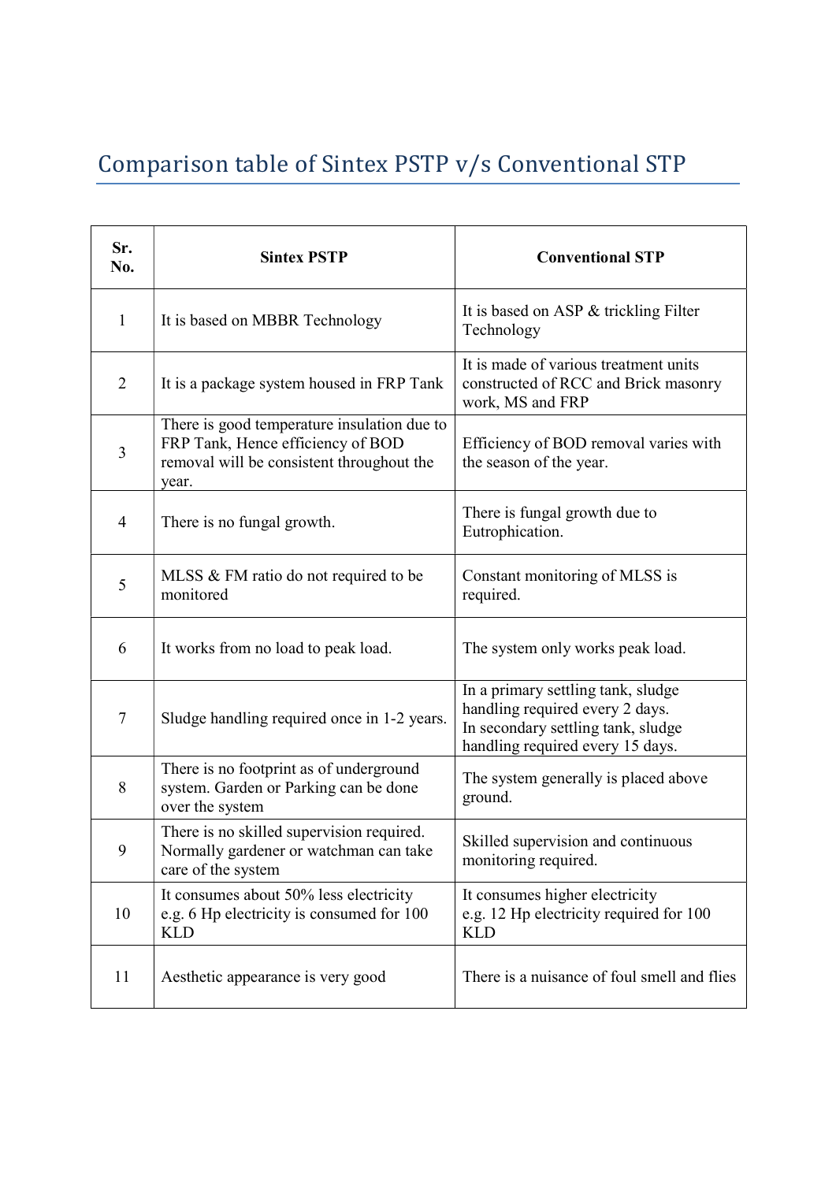## Comparison table of Sintex PSTP v/s Conventional STP

| Sr. No. | Sintex PSTP | Conventional STP |
|---|---|---|
| 1 | It is based on MBBR Technology | It is based on ASP & trickling Filter Technology |
| 2 | It is a package system housed in FRP Tank | It is made of various treatment units constructed of RCC and Brick masonry work, MS and FRP |
| 3 | There is good temperature insulation due to FRP Tank, Hence efficiency of BOD removal will be consistent throughout the year. | Efficiency of BOD removal varies with the season of the year. |
| 4 | There is no fungal growth. | There is fungal growth due to Eutrophication. |
| 5 | MLSS & FM ratio do not required to be monitored | Constant monitoring of MLSS is required. |
| 6 | It works from no load to peak load. | The system only works peak load. |
| 7 | Sludge handling required once in 1-2 years. | In a primary settling tank, sludge handling required every 2 days. In secondary settling tank, sludge handling required every 15 days. |
| 8 | There is no footprint as of underground system. Garden or Parking can be done over the system | The system generally is placed above ground. |
| 9 | There is no skilled supervision required. Normally gardener or watchman can take care of the system | Skilled supervision and continuous monitoring required. |
| 10 | It consumes about 50% less electricity e.g. 6 Hp electricity is consumed for 100 KLD | It consumes higher electricity e.g. 12 Hp electricity required for 100 KLD |
| 11 | Aesthetic appearance is very good | There is a nuisance of foul smell and flies |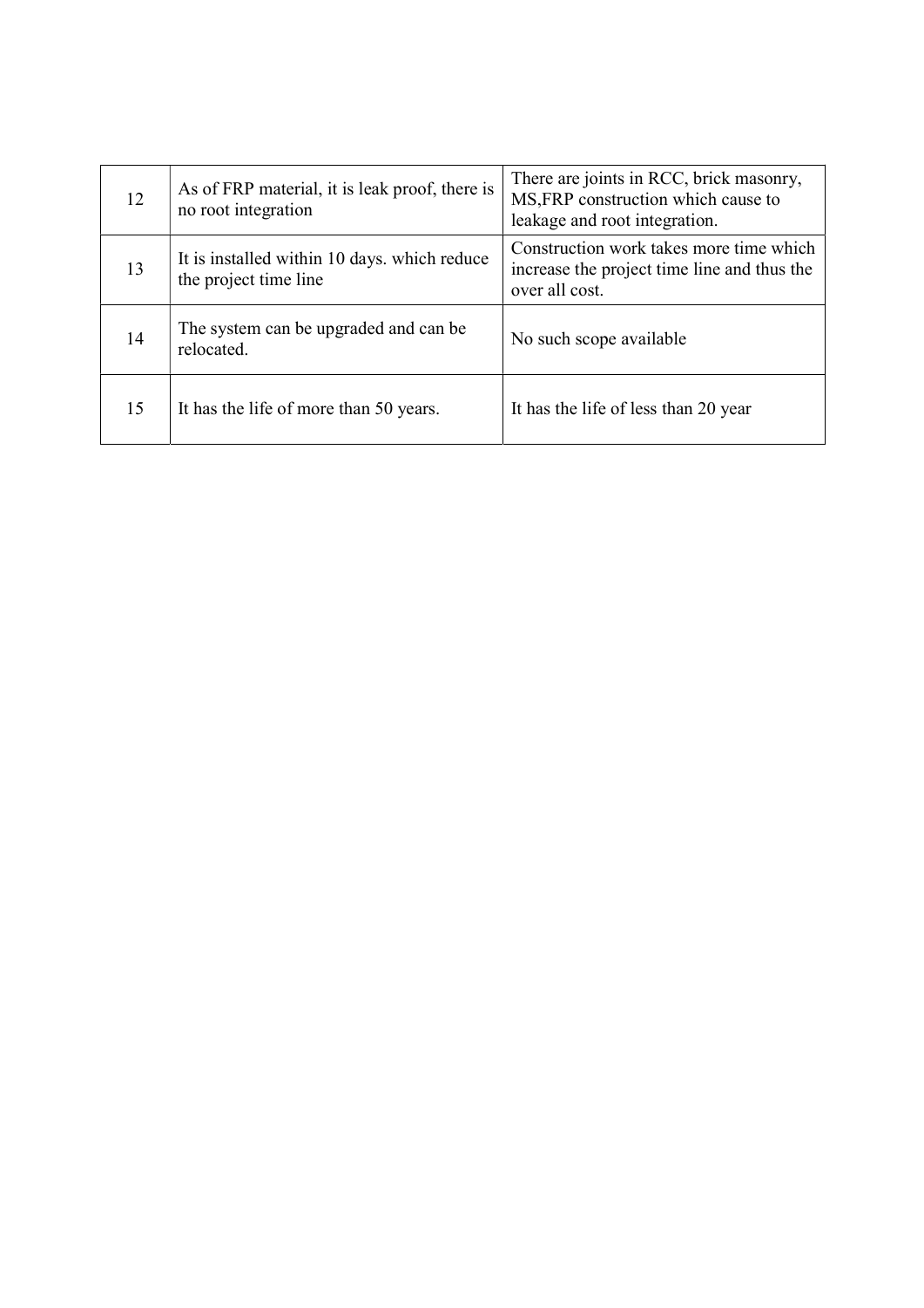| | | |
|---|---|---|
| 12 | As of FRP material, it is leak proof, there is no root integration | There are joints in RCC, brick masonry, MS,FRP construction which cause to leakage and root integration. |
| 13 | It is installed within 10 days. which reduce the project time line | Construction work takes more time which increase the project time line and thus the over all cost. |
| 14 | The system can be upgraded and can be relocated. | No such scope available |
| 15 | It has the life of more than 50 years. | It has the life of less than 20 year |